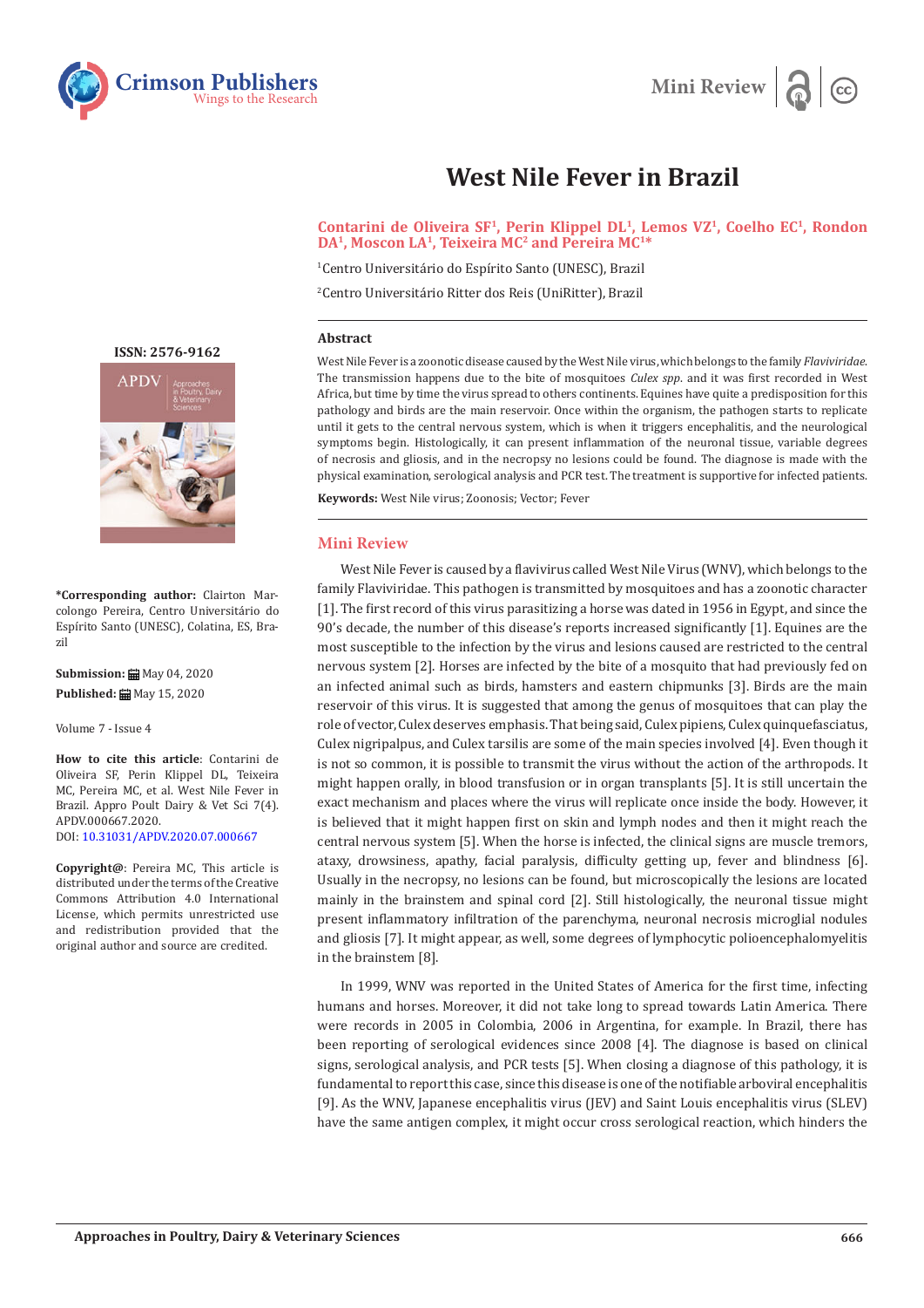# West Nile Fever in Brazil

**Contarini de Oliveira SF[1], Perin Klippel DL[1], Lemos VZ[1], Coelho EC[1], Rondon DA[1], Moscon LA[1], Teixeira MC[2] and Pereira MC[1]***

[1]Centro Universitário do Espírito Santo (UNESC), Brazil

[2]Centro Universitário Ritter dos Reis (UniRitter), Brazil

**ISSN: 2576-9162**

**\*Corresponding author:** Clairton Marcolongo Pereira, Centro Universitário do Espírito Santo (UNESC), Colatina, ES, Brazil

**Submission:** May 04, 2020

**Published:** May 15, 2020

Volume 7 - Issue 4

**How to cite this article**: Contarini de Oliveira SF, Perin Klippel DL, Teixeira MC, Pereira MC, et al. West Nile Fever in Brazil. Appro Poult Dairy & Vet Sci 7(4). APDV.000667.2020.
DOI: 10.31031/APDV.2020.07.000667

**Copyright@**: Pereira MC, This article is distributed under the terms of the Creative Commons Attribution 4.0 International License, which permits unrestricted use and redistribution provided that the original author and source are credited.

## Abstract

West Nile Fever is a zoonotic disease caused by the West Nile virus, which belongs to the family *Flaviviridae*. The transmission happens due to the bite of mosquitoes *Culex spp*. and it was first recorded in West Africa, but time by time the virus spread to others continents. Equines have quite a predisposition for this pathology and birds are the main reservoir. Once within the organism, the pathogen starts to replicate until it gets to the central nervous system, which is when it triggers encephalitis, and the neurological symptoms begin. Histologically, it can present inflammation of the neuronal tissue, variable degrees of necrosis and gliosis, and in the necropsy no lesions could be found. The diagnose is made with the physical examination, serological analysis and PCR test. The treatment is supportive for infected patients.

**Keywords:** West Nile virus; Zoonosis; Vector; Fever

## Mini Review

West Nile Fever is caused by a flavivirus called West Nile Virus (WNV), which belongs to the family Flaviviridae. This pathogen is transmitted by mosquitoes and has a zoonotic character [1]. The first record of this virus parasitizing a horse was dated in 1956 in Egypt, and since the 90's decade, the number of this disease's reports increased significantly [1]. Equines are the most susceptible to the infection by the virus and lesions caused are restricted to the central nervous system [2]. Horses are infected by the bite of a mosquito that had previously fed on an infected animal such as birds, hamsters and eastern chipmunks [3]. Birds are the main reservoir of this virus. It is suggested that among the genus of mosquitoes that can play the role of vector, Culex deserves emphasis. That being said, Culex pipiens, Culex quinquefasciatus, Culex nigripalpus, and Culex tarsilis are some of the main species involved [4]. Even though it is not so common, it is possible to transmit the virus without the action of the arthropods. It might happen orally, in blood transfusion or in organ transplants [5]. It is still uncertain the exact mechanism and places where the virus will replicate once inside the body. However, it is believed that it might happen first on skin and lymph nodes and then it might reach the central nervous system [5]. When the horse is infected, the clinical signs are muscle tremors, ataxy, drowsiness, apathy, facial paralysis, difficulty getting up, fever and blindness [6]. Usually in the necropsy, no lesions can be found, but microscopically the lesions are located mainly in the brainstem and spinal cord [2]. Still histologically, the neuronal tissue might present inflammatory infiltration of the parenchyma, neuronal necrosis microglial nodules and gliosis [7]. It might appear, as well, some degrees of lymphocytic polioencephalomyelitis in the brainstem [8].

In 1999, WNV was reported in the United States of America for the first time, infecting humans and horses. Moreover, it did not take long to spread towards Latin America. There were records in 2005 in Colombia, 2006 in Argentina, for example. In Brazil, there has been reporting of serological evidences since 2008 [4]. The diagnose is based on clinical signs, serological analysis, and PCR tests [5]. When closing a diagnose of this pathology, it is fundamental to report this case, since this disease is one of the notifiable arboviral encephalitis [9]. As the WNV, Japanese encephalitis virus (JEV) and Saint Louis encephalitis virus (SLEV) have the same antigen complex, it might occur cross serological reaction, which hinders the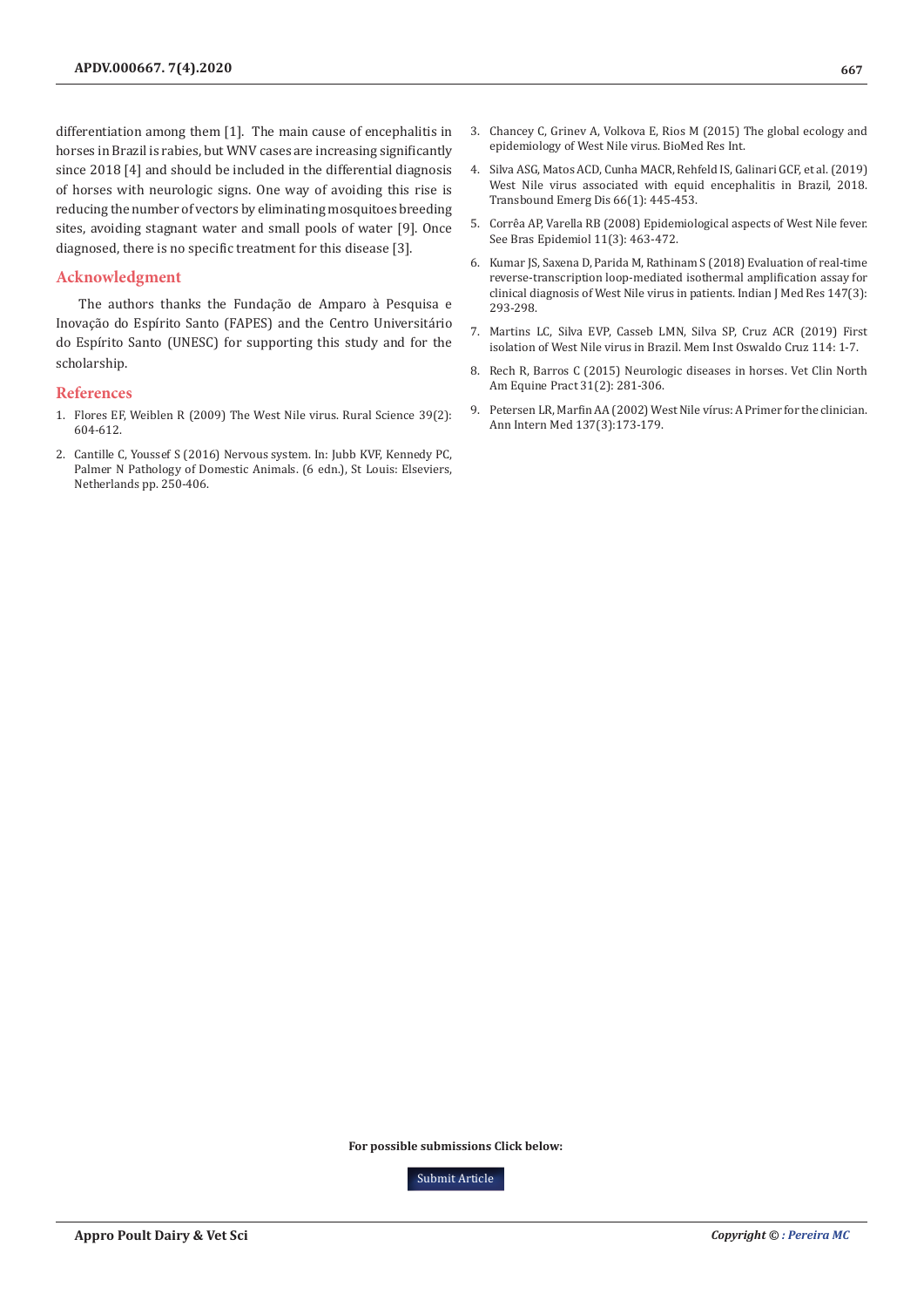differentiation among them [1]. The main cause of encephalitis in horses in Brazil is rabies, but WNV cases are increasing significantly since 2018 [4] and should be included in the differential diagnosis of horses with neurologic signs. One way of avoiding this rise is reducing the number of vectors by eliminating mosquitoes breeding sites, avoiding stagnant water and small pools of water [9]. Once diagnosed, there is no specific treatment for this disease [3].

## Acknowledgment

The authors thanks the Fundação de Amparo à Pesquisa e Inovação do Espírito Santo (FAPES) and the Centro Universitário do Espírito Santo (UNESC) for supporting this study and for the scholarship.

## References

1. Flores EF, Weiblen R (2009) The West Nile virus. Rural Science 39(2): 604-612.
2. Cantille C, Youssef S (2016) Nervous system. In: Jubb KVF, Kennedy PC, Palmer N Pathology of Domestic Animals. (6 edn.), St Louis: Elseviers, Netherlands pp. 250-406.
3. Chancey C, Grinev A, Volkova E, Rios M (2015) The global ecology and epidemiology of West Nile virus. BioMed Res Int.
4. Silva ASG, Matos ACD, Cunha MACR, Rehfeld IS, Galinari GCF, et al. (2019) West Nile virus associated with equid encephalitis in Brazil, 2018. Transbound Emerg Dis 66(1): 445-453.
5. Corrêa AP, Varella RB (2008) Epidemiological aspects of West Nile fever. See Bras Epidemiol 11(3): 463-472.
6. Kumar JS, Saxena D, Parida M, Rathinam S (2018) Evaluation of real-time reverse-transcription loop-mediated isothermal amplification assay for clinical diagnosis of West Nile virus in patients. Indian J Med Res 147(3): 293-298.
7. Martins LC, Silva EVP, Casseb LMN, Silva SP, Cruz ACR (2019) First isolation of West Nile virus in Brazil. Mem Inst Oswaldo Cruz 114: 1-7.
8. Rech R, Barros C (2015) Neurologic diseases in horses. Vet Clin North Am Equine Pract 31(2): 281-306.
9. Petersen LR, Marfin AA (2002) West Nile vírus: A Primer for the clinician. Ann Intern Med 137(3):173-179.

**For possible submissions Click below:**

Submit Article